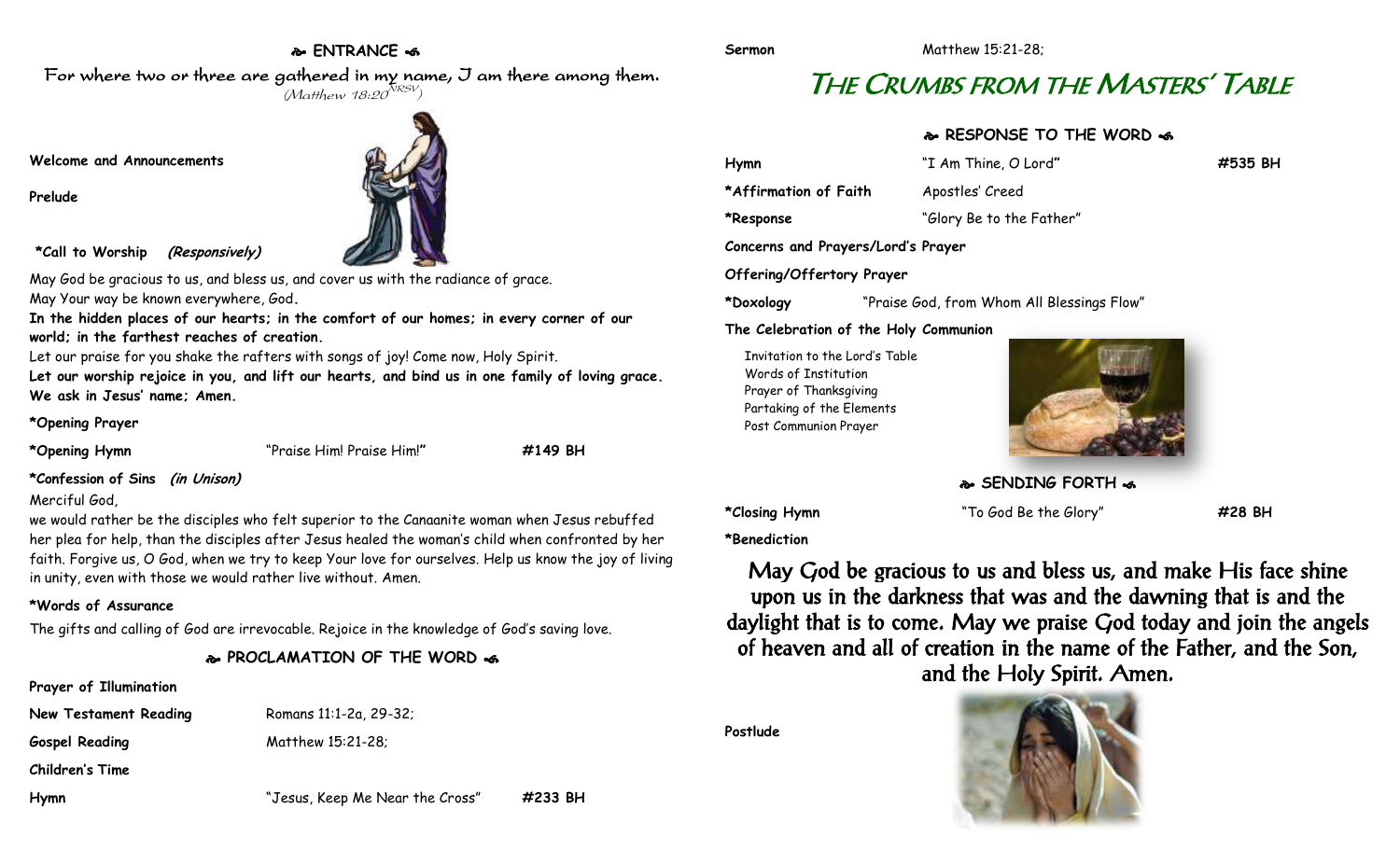## ENTRANCE

*For where two or three are gathered in my name, I am there among them.* (Matthew 18:20 NRSV)

**Welcome and Announcements**

**Prelude**

***Call to Worship** ***(Responsively)***

May God be gracious to us, and bless us, and cover us with the radiance of grace.
May Your way be known everywhere, God.
**In the hidden places of our hearts; in the comfort of our homes; in every corner of our world; in the farthest reaches of creation.**
Let our praise for you shake the rafters with songs of joy! Come now, Holy Spirit.
**Let our worship rejoice in you, and lift our hearts, and bind us in one family of loving grace. We ask in Jesus' name; Amen.**

***Opening Prayer**

***Opening Hymn** "Praise Him! Praise Him!" **#149 BH**

***Confession of Sins** ***(in Unison)***

Merciful God,
we would rather be the disciples who felt superior to the Canaanite woman when Jesus rebuffed her plea for help, than the disciples after Jesus healed the woman's child when confronted by her faith. Forgive us, O God, when we try to keep Your love for ourselves. Help us know the joy of living in unity, even with those we would rather live without. Amen.

***Words of Assurance**

The gifts and calling of God are irrevocable. Rejoice in the knowledge of God's saving love.

## PROCLAMATION OF THE WORD

**Prayer of Illumination**

**New Testament Reading** Romans 11:1-2a, 29-32;

**Gospel Reading** Matthew 15:21-28;

**Children's Time**

**Hymn** "Jesus, Keep Me Near the Cross" **#233 BH**

**Sermon** Matthew 15:21-28;

# The Crumbs from the Masters' Table

## RESPONSE TO THE WORD

**Hymn** "I Am Thine, O Lord" **#535 BH**

***Affirmation of Faith** Apostles' Creed

***Response** "Glory Be to the Father"

**Concerns and Prayers/Lord's Prayer**

**Offering/Offertory Prayer**

***Doxology** "Praise God, from Whom All Blessings Flow"

**The Celebration of the Holy Communion**

Invitation to the Lord's Table
Words of Institution
Prayer of Thanksgiving
Partaking of the Elements
Post Communion Prayer

## SENDING FORTH

***Closing Hymn** "To God Be the Glory" **#28 BH**

***Benediction**

May God be gracious to us and bless us, and make His face shine upon us in the darkness that was and the dawning that is and the daylight that is to come. May we praise God today and join the angels of heaven and all of creation in the name of the Father, and the Son, and the Holy Spirit. Amen.

**Postlude**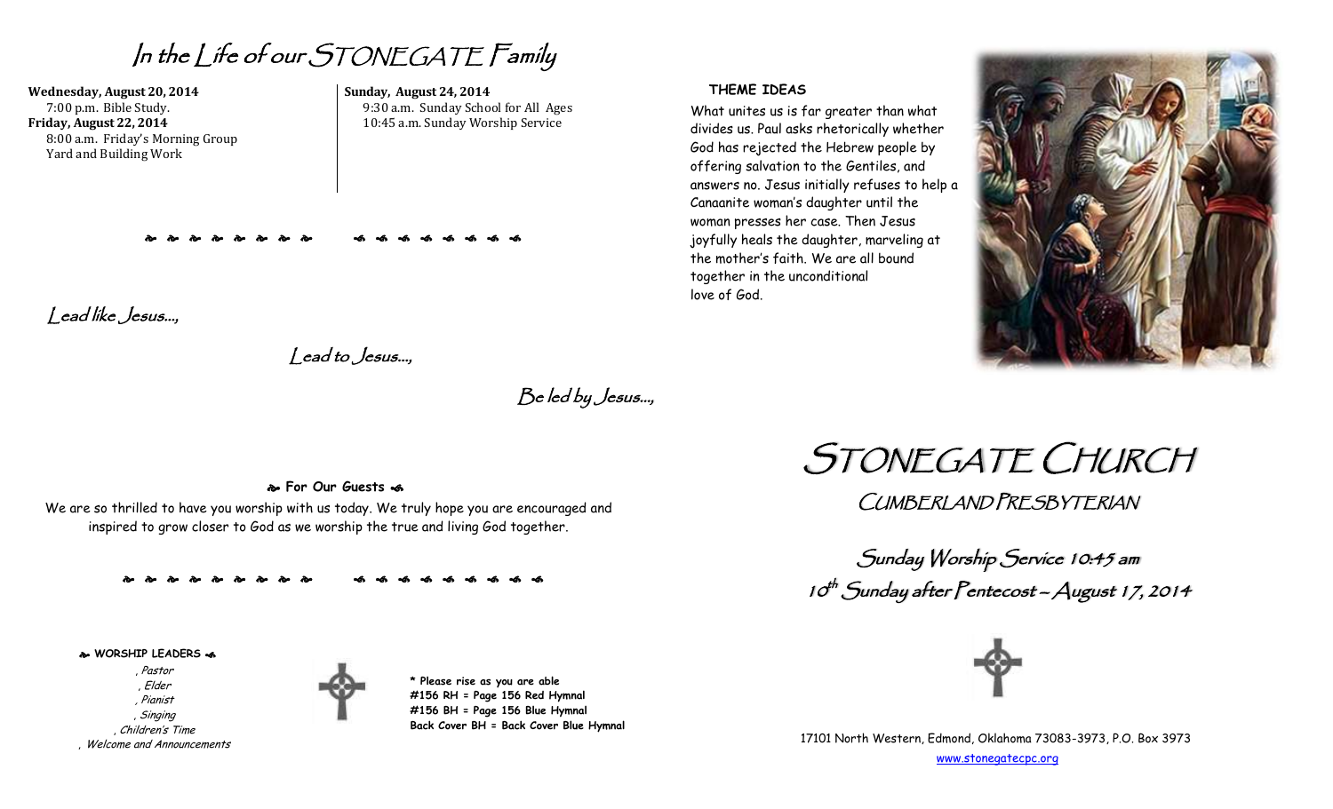# In the Life of our STONEGATE Family

**Wednesday, August 20, 2014**
7:00 p.m. Bible Study.
**Friday, August 22, 2014**
8:00 a.m. Friday's Morning Group
Yard and Building Work

**Sunday, August 24, 2014**
9:30 a.m. Sunday School for All Ages
10:45 a.m. Sunday Worship Service

Lead like Jesus...,

Lead to Jesus...,

Be led by Jesus...,

**For Our Guests**

We are so thrilled to have you worship with us today. We truly hope you are encouraged and inspired to grow closer to God as we worship the true and living God together.

**WORSHIP LEADERS**

*, Pastor*
*, Elder*
*, Pianist*
*, Singing*
*, Children's Time*
*, Welcome and Announcements*

**\* Please rise as you are able**
**#156 RH = Page 156 Red Hymnal**
**#156 BH = Page 156 Blue Hymnal**
**Back Cover BH = Back Cover Blue Hymnal**

**THEME IDEAS**

What unites us is far greater than what divides us. Paul asks rhetorically whether God has rejected the Hebrew people by offering salvation to the Gentiles, and answers no. Jesus initially refuses to help a Canaanite woman's daughter until the woman presses her case. Then Jesus joyfully heals the daughter, marveling at the mother's faith. We are all bound together in the unconditional love of God.

# STONEGATE CHURCH

## CUMBERLAND PRESBYTERIAN

Sunday Worship Service 10:45 am

10th Sunday after Pentecost – August 17, 2014

17101 North Western, Edmond, Oklahoma 73083-3973, P.O. Box 3973
www.stonegatecpc.org